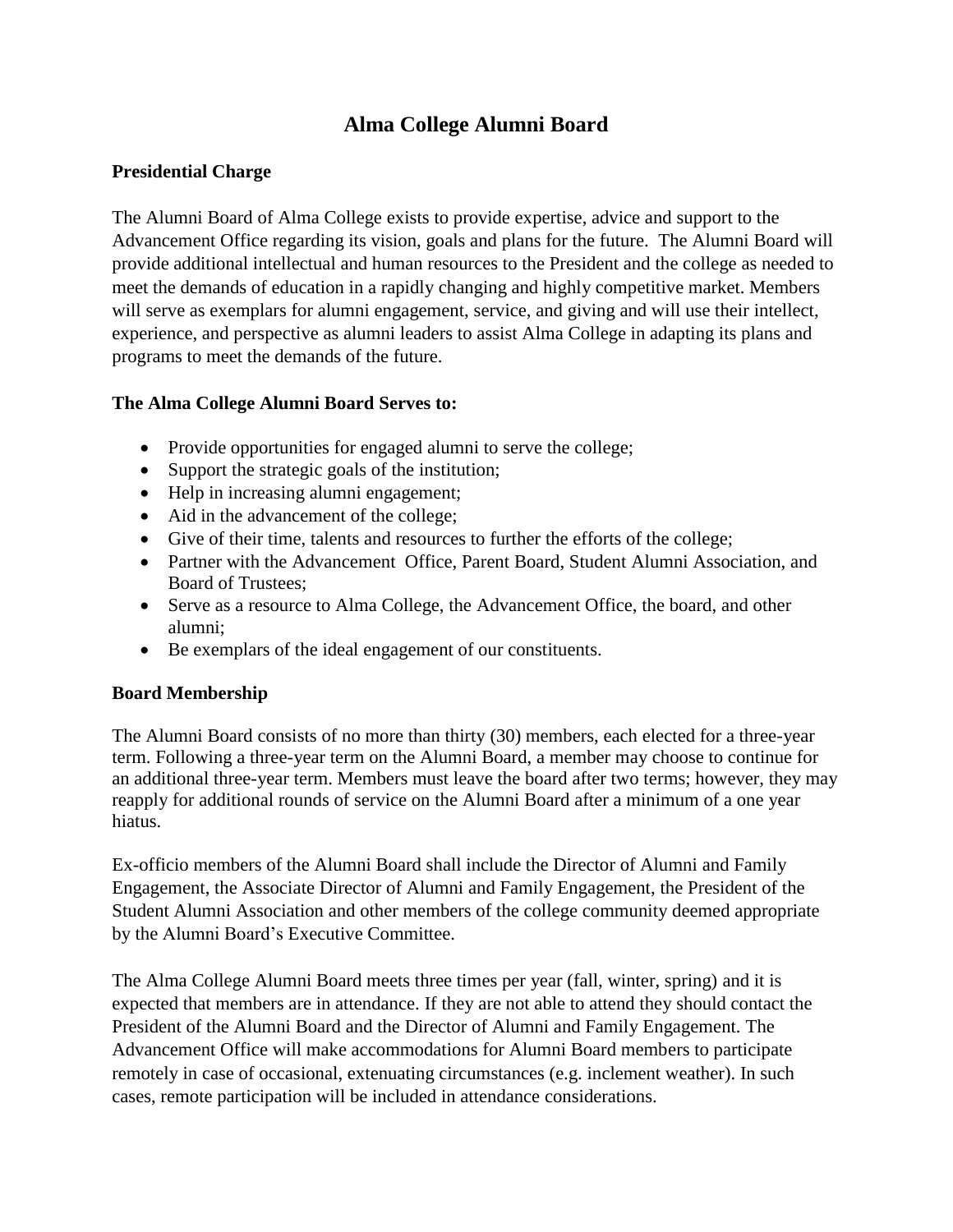# Alma College Alumni Board

## Presidential Charge

The Alumni Board of Alma College exists to provide expertise, advice and support to the Advancement Office regarding its vision, goals and plans for the future. The Alumni Board will provide additional intellectual and human resources to the President and the college as needed to meet the demands of education in a rapidly changing and highly competitive market. Members will serve as exemplars for alumni engagement, service, and giving and will use their intellect, experience, and perspective as alumni leaders to assist Alma College in adapting its plans and programs to meet the demands of the future.

## The Alma College Alumni Board Serves to:

- Provide opportunities for engaged alumni to serve the college;
- Support the strategic goals of the institution;
- Help in increasing alumni engagement;
- Aid in the advancement of the college;
- Give of their time, talents and resources to further the efforts of the college;
- Partner with the Advancement Office, Parent Board, Student Alumni Association, and Board of Trustees;
- Serve as a resource to Alma College, the Advancement Office, the board, and other alumni;
- Be exemplars of the ideal engagement of our constituents.

## Board Membership

The Alumni Board consists of no more than thirty (30) members, each elected for a three-year term. Following a three-year term on the Alumni Board, a member may choose to continue for an additional three-year term. Members must leave the board after two terms; however, they may reapply for additional rounds of service on the Alumni Board after a minimum of a one year hiatus.

Ex-officio members of the Alumni Board shall include the Director of Alumni and Family Engagement, the Associate Director of Alumni and Family Engagement, the President of the Student Alumni Association and other members of the college community deemed appropriate by the Alumni Board's Executive Committee.

The Alma College Alumni Board meets three times per year (fall, winter, spring) and it is expected that members are in attendance. If they are not able to attend they should contact the President of the Alumni Board and the Director of Alumni and Family Engagement. The Advancement Office will make accommodations for Alumni Board members to participate remotely in case of occasional, extenuating circumstances (e.g. inclement weather). In such cases, remote participation will be included in attendance considerations.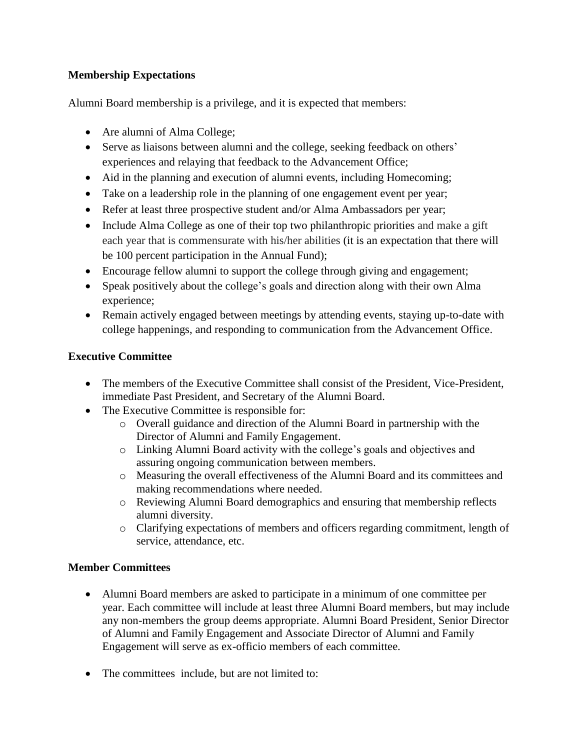**Membership Expectations**

Alumni Board membership is a privilege, and it is expected that members:

- Are alumni of Alma College;
- Serve as liaisons between alumni and the college, seeking feedback on others' experiences and relaying that feedback to the Advancement Office;
- Aid in the planning and execution of alumni events, including Homecoming;
- Take on a leadership role in the planning of one engagement event per year;
- Refer at least three prospective student and/or Alma Ambassadors per year;
- Include Alma College as one of their top two philanthropic priorities and make a gift each year that is commensurate with his/her abilities (it is an expectation that there will be 100 percent participation in the Annual Fund);
- Encourage fellow alumni to support the college through giving and engagement;
- Speak positively about the college's goals and direction along with their own Alma experience;
- Remain actively engaged between meetings by attending events, staying up-to-date with college happenings, and responding to communication from the Advancement Office.

**Executive Committee**

- The members of the Executive Committee shall consist of the President, Vice-President, immediate Past President, and Secretary of the Alumni Board.
- The Executive Committee is responsible for:
  - Overall guidance and direction of the Alumni Board in partnership with the Director of Alumni and Family Engagement.
  - Linking Alumni Board activity with the college's goals and objectives and assuring ongoing communication between members.
  - Measuring the overall effectiveness of the Alumni Board and its committees and making recommendations where needed.
  - Reviewing Alumni Board demographics and ensuring that membership reflects alumni diversity.
  - Clarifying expectations of members and officers regarding commitment, length of service, attendance, etc.

**Member Committees**

- Alumni Board members are asked to participate in a minimum of one committee per year. Each committee will include at least three Alumni Board members, but may include any non-members the group deems appropriate. Alumni Board President, Senior Director of Alumni and Family Engagement and Associate Director of Alumni and Family Engagement will serve as ex-officio members of each committee.

- The committees include, but are not limited to: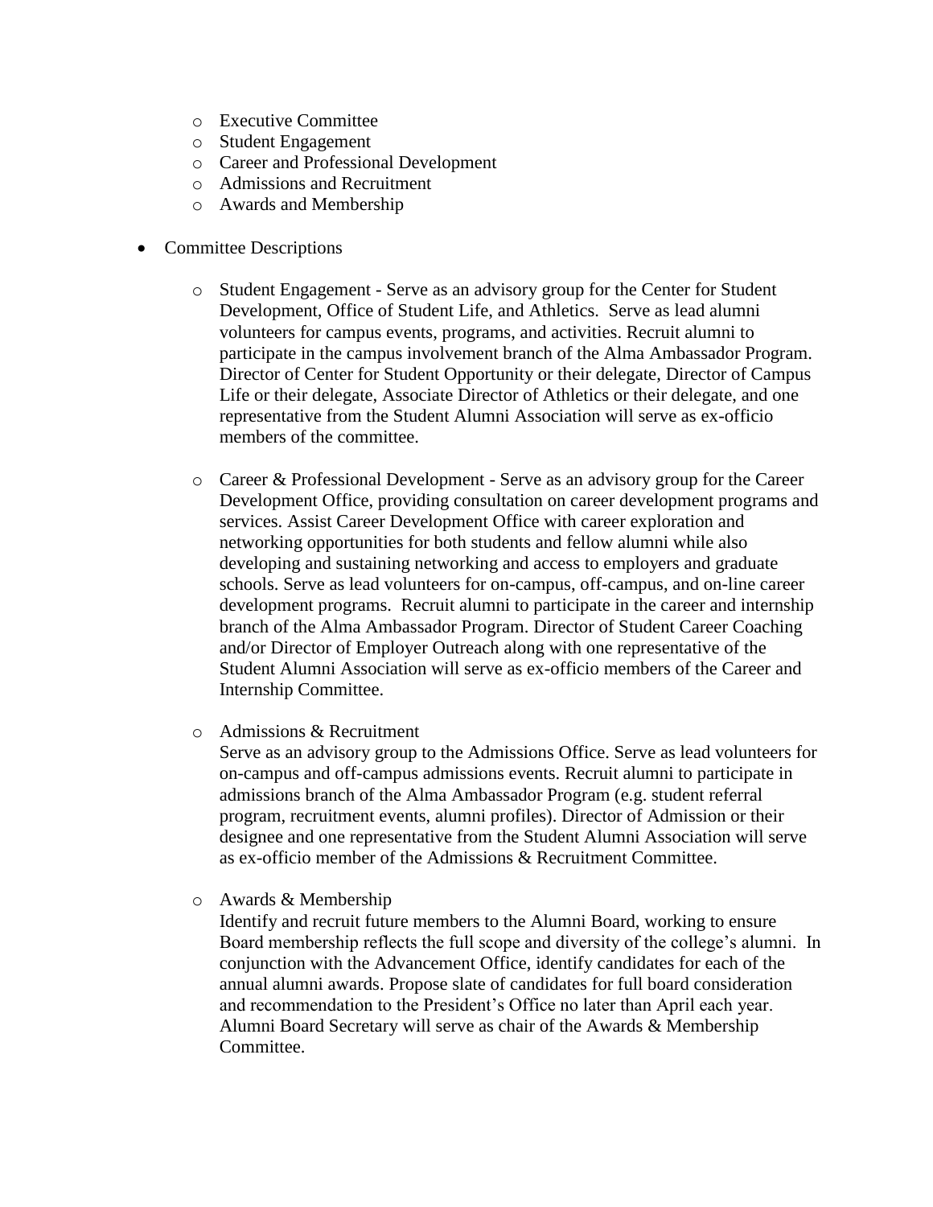- Executive Committee
    - Student Engagement
    - Career and Professional Development
    - Admissions and Recruitment
    - Awards and Membership

- Committee Descriptions

    - Student Engagement - Serve as an advisory group for the Center for Student Development, Office of Student Life, and Athletics. Serve as lead alumni volunteers for campus events, programs, and activities. Recruit alumni to participate in the campus involvement branch of the Alma Ambassador Program. Director of Center for Student Opportunity or their delegate, Director of Campus Life or their delegate, Associate Director of Athletics or their delegate, and one representative from the Student Alumni Association will serve as ex-officio members of the committee.

    - Career & Professional Development - Serve as an advisory group for the Career Development Office, providing consultation on career development programs and services. Assist Career Development Office with career exploration and networking opportunities for both students and fellow alumni while also developing and sustaining networking and access to employers and graduate schools. Serve as lead volunteers for on-campus, off-campus, and on-line career development programs. Recruit alumni to participate in the career and internship branch of the Alma Ambassador Program. Director of Student Career Coaching and/or Director of Employer Outreach along with one representative of the Student Alumni Association will serve as ex-officio members of the Career and Internship Committee.

    - Admissions & Recruitment
      Serve as an advisory group to the Admissions Office. Serve as lead volunteers for on-campus and off-campus admissions events. Recruit alumni to participate in admissions branch of the Alma Ambassador Program (e.g. student referral program, recruitment events, alumni profiles). Director of Admission or their designee and one representative from the Student Alumni Association will serve as ex-officio member of the Admissions & Recruitment Committee.

    - Awards & Membership
      Identify and recruit future members to the Alumni Board, working to ensure Board membership reflects the full scope and diversity of the college's alumni. In conjunction with the Advancement Office, identify candidates for each of the annual alumni awards. Propose slate of candidates for full board consideration and recommendation to the President's Office no later than April each year. Alumni Board Secretary will serve as chair of the Awards & Membership Committee.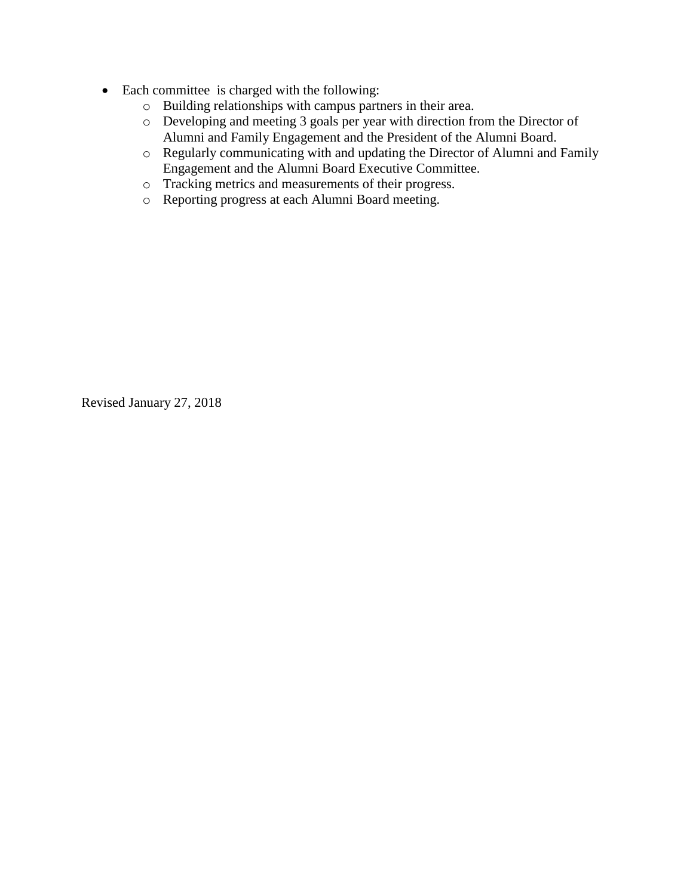- Each committee  is charged with the following:
    - Building relationships with campus partners in their area.
    - Developing and meeting 3 goals per year with direction from the Director of Alumni and Family Engagement and the President of the Alumni Board.
    - Regularly communicating with and updating the Director of Alumni and Family Engagement and the Alumni Board Executive Committee.
    - Tracking metrics and measurements of their progress.
    - Reporting progress at each Alumni Board meeting.

Revised January 27, 2018